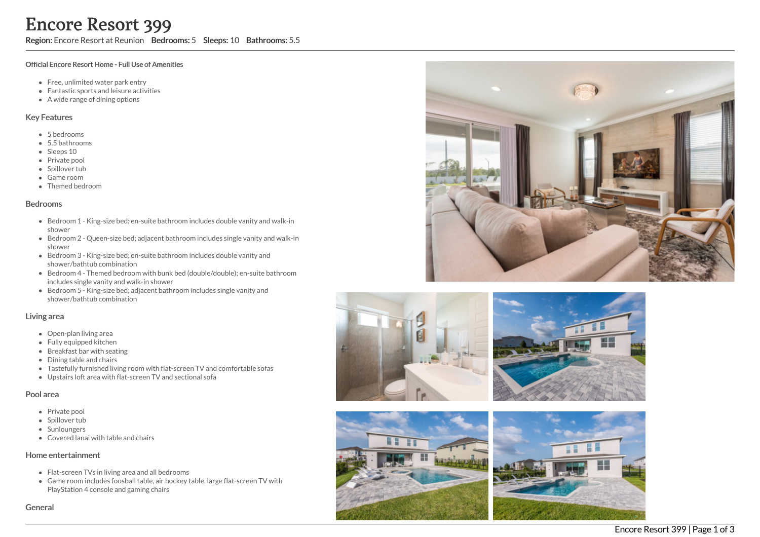# Encore Resort 399

**Region:** Encore Resort at Reunion **Bedrooms:** 5 **Sleeps:** 10 **Bathrooms:** 5.5

**Official Encore Resort Home - Full Use of Amenities**

- Free, unlimited water park entry
- Fantastic sports and leisure activities
- A wide range of dining options

## Key Features

- 5 bedrooms
- 5.5 bathrooms
- Sleeps 10
- Private pool
- Spillover tub
- Game room
- Themed bedroom

## Bedrooms

- Bedroom 1 - King-size bed; en-suite bathroom includes double vanity and walk-in shower
- Bedroom 2 - Queen-size bed; adjacent bathroom includes single vanity and walk-in shower
- Bedroom 3 - King-size bed; en-suite bathroom includes double vanity and shower/bathtub combination
- Bedroom 4 - Themed bedroom with bunk bed (double/double); en-suite bathroom includes single vanity and walk-in shower
- Bedroom 5 - King-size bed; adjacent bathroom includes single vanity and shower/bathtub combination

## Living area

- Open-plan living area
- Fully equipped kitchen
- Breakfast bar with seating
- Dining table and chairs
- Tastefully furnished living room with flat-screen TV and comfortable sofas
- Upstairs loft area with flat-screen TV and sectional sofa

## Pool area

- Private pool
- Spillover tub
- Sunloungers
- Covered lanai with table and chairs

## Home entertainment

- Flat-screen TVs in living area and all bedrooms
- Game room includes foosball table, air hockey table, large flat-screen TV with PlayStation 4 console and gaming chairs

## General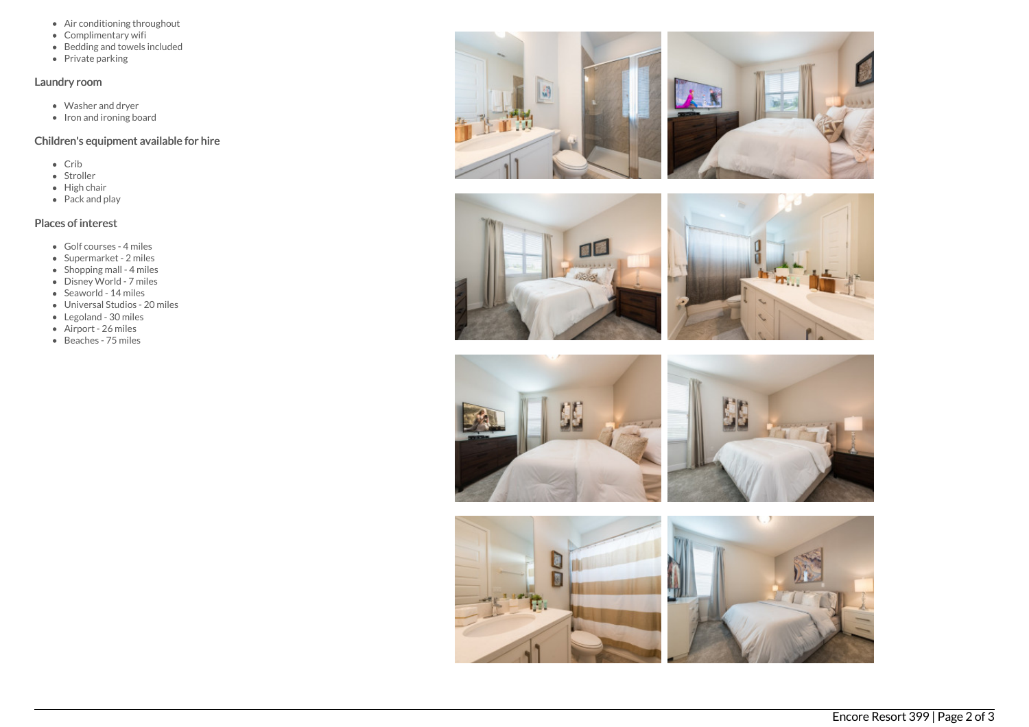- Air conditioning throughout
- Complimentary wifi
- Bedding and towels included
- Private parking

### Laundry room

- Washer and dryer
- Iron and ironing board

### Children's equipment available for hire

- Crib
- Stroller
- High chair
- Pack and play

### Places of interest

- Golf courses - 4 miles
- Supermarket - 2 miles
- Shopping mall - 4 miles
- Disney World - 7 miles
- Seaworld - 14 miles
- Universal Studios - 20 miles
- Legoland - 30 miles
- Airport - 26 miles
- Beaches - 75 miles